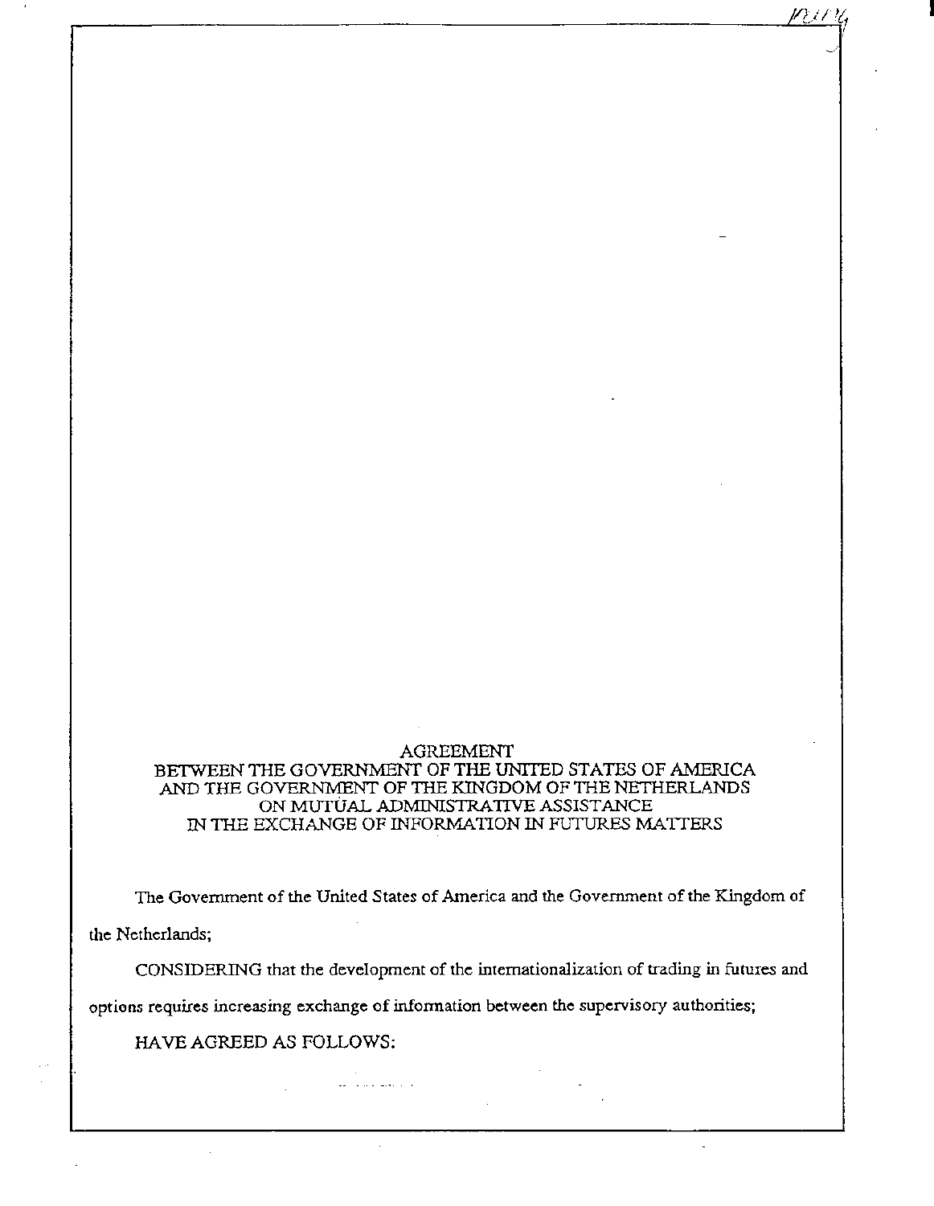# AGREEMENT
# BETWEEN THE GOVERNMENT OF THE UNITED STATES OF AMERICA AND THE GOVERNMENT OF THE KINGDOM OF THE NETHERLANDS ON MUTUAL ADMINISTRATIVE ASSISTANCE IN THE EXCHANGE OF INFORMATION IN FUTURES MATTERS

The Government of the United States of America and the Government of the Kingdom of the Netherlands;

CONSIDERING that the development of the internationalization of trading in futures and options requires increasing exchange of information between the supervisory authorities;

HAVE AGREED AS FOLLOWS: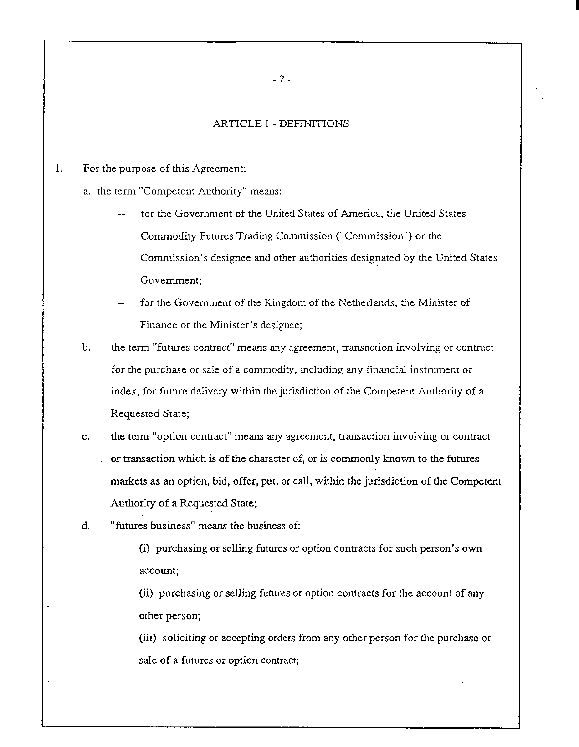## ARTICLE I - DEFINITIONS

1. For the purpose of this Agreement:

   a. the term "Competent Authority" means:

      -- for the Government of the United States of America, the United States Commodity Futures Trading Commission ("Commission") or the Commission's designee and other authorities designated by the United States Government;

      -- for the Government of the Kingdom of the Netherlands, the Minister of Finance or the Minister's designee;

   b. the term "futures contract" means any agreement, transaction involving or contract for the purchase or sale of a commodity, including any financial instrument or index, for future delivery within the jurisdiction of the Competent Authority of a Requested State;

   c. the term "option contract" means any agreement, transaction involving or contract or transaction which is of the character of, or is commonly known to the futures markets as an option, bid, offer, put, or call, within the jurisdiction of the Competent Authority of a Requested State;

   d. "futures business" means the business of:

      (i) purchasing or selling futures or option contracts for such person's own account;

      (ii) purchasing or selling futures or option contracts for the account of any other person;

      (iii) soliciting or accepting orders from any other person for the purchase or sale of a futures or option contract;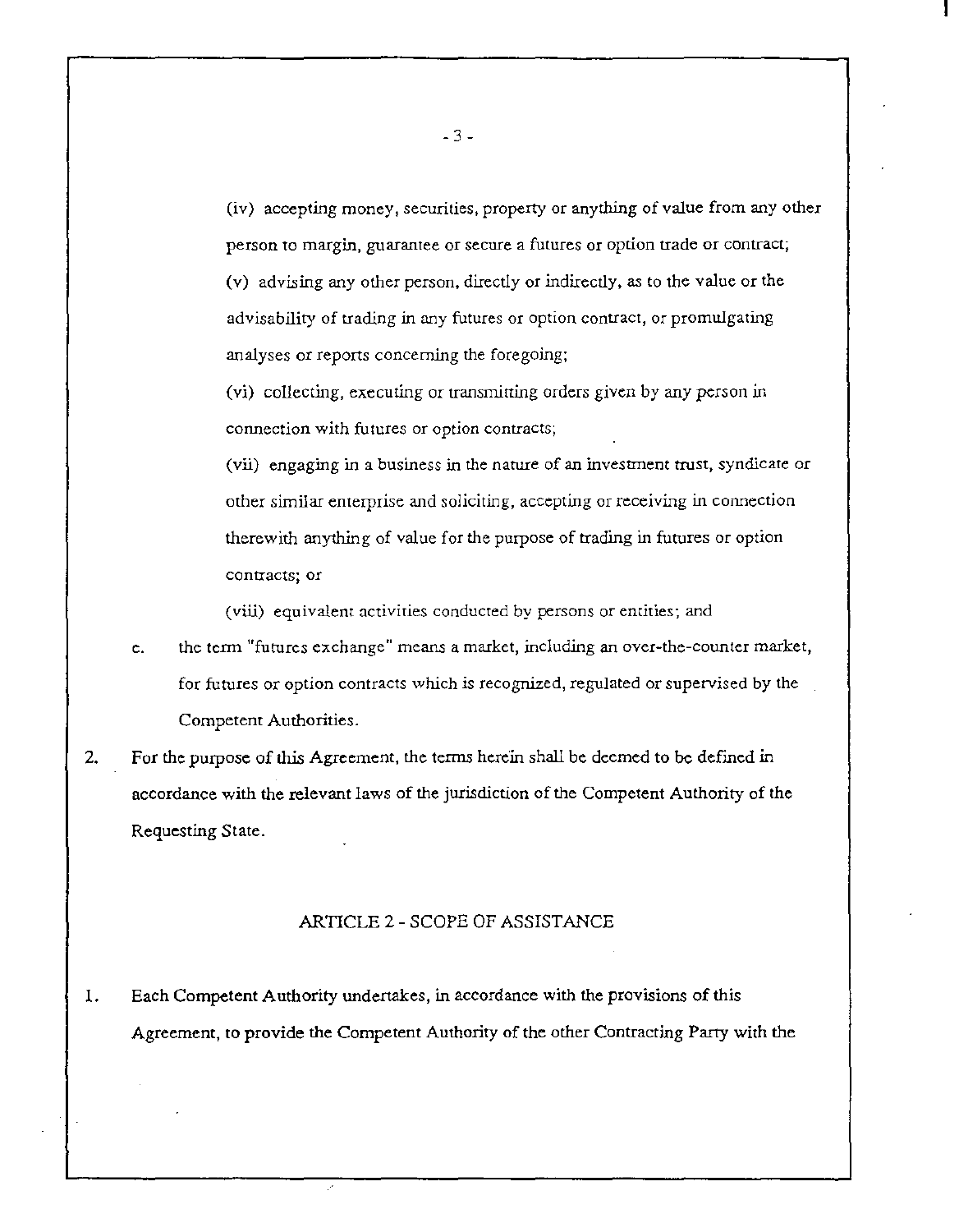(iv) accepting money, securities, property or anything of value from any other person to margin, guarantee or secure a futures or option trade or contract;

(v) advising any other person, directly or indirectly, as to the value or the advisability of trading in any futures or option contract, or promulgating analyses or reports concerning the foregoing;

(vi) collecting, executing or transmitting orders given by any person in connection with futures or option contracts;

(vii) engaging in a business in the nature of an investment trust, syndicate or other similar enterprise and soliciting, accepting or receiving in connection therewith anything of value for the purpose of trading in futures or option contracts; or

(viii) equivalent activities conducted by persons or entities; and

e. the term "futures exchange" means a market, including an over-the-counter market, for futures or option contracts which is recognized, regulated or supervised by the Competent Authorities.

2. For the purpose of this Agreement, the terms herein shall be deemed to be defined in accordance with the relevant laws of the jurisdiction of the Competent Authority of the Requesting State.

## ARTICLE 2 - SCOPE OF ASSISTANCE

1. Each Competent Authority undertakes, in accordance with the provisions of this Agreement, to provide the Competent Authority of the other Contracting Party with the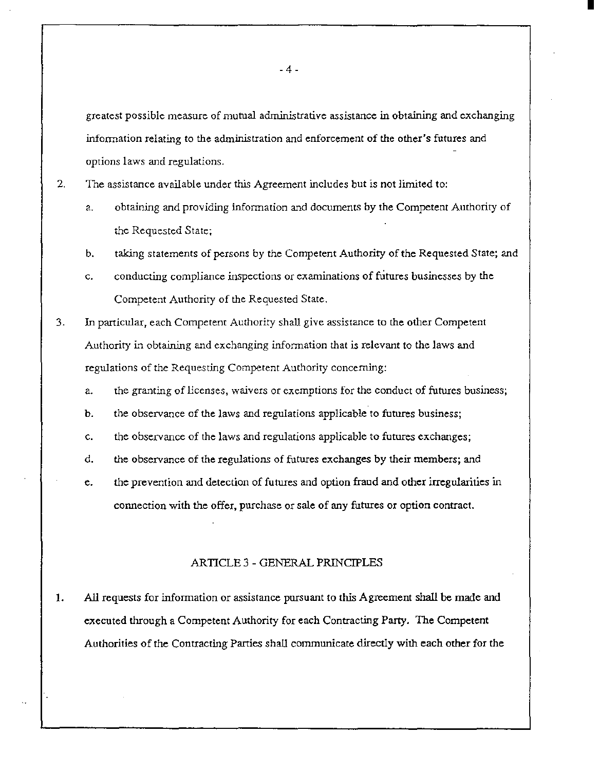greatest possible measure of mutual administrative assistance in obtaining and exchanging information relating to the administration and enforcement of the other's futures and options laws and regulations.

2. The assistance available under this Agreement includes but is not limited to:
   a. obtaining and providing information and documents by the Competent Authority of the Requested State;
   b. taking statements of persons by the Competent Authority of the Requested State; and
   c. conducting compliance inspections or examinations of futures businesses by the Competent Authority of the Requested State.

3. In particular, each Competent Authority shall give assistance to the other Competent Authority in obtaining and exchanging information that is relevant to the laws and regulations of the Requesting Competent Authority concerning:
   a. the granting of licenses, waivers or exemptions for the conduct of futures business;
   b. the observance of the laws and regulations applicable to futures business;
   c. the observance of the laws and regulations applicable to futures exchanges;
   d. the observance of the regulations of futures exchanges by their members; and
   e. the prevention and detection of futures and option fraud and other irregularities in connection with the offer, purchase or sale of any futures or option contract.

## ARTICLE 3 - GENERAL PRINCIPLES

1. All requests for information or assistance pursuant to this Agreement shall be made and executed through a Competent Authority for each Contracting Party. The Competent Authorities of the Contracting Parties shall communicate directly with each other for the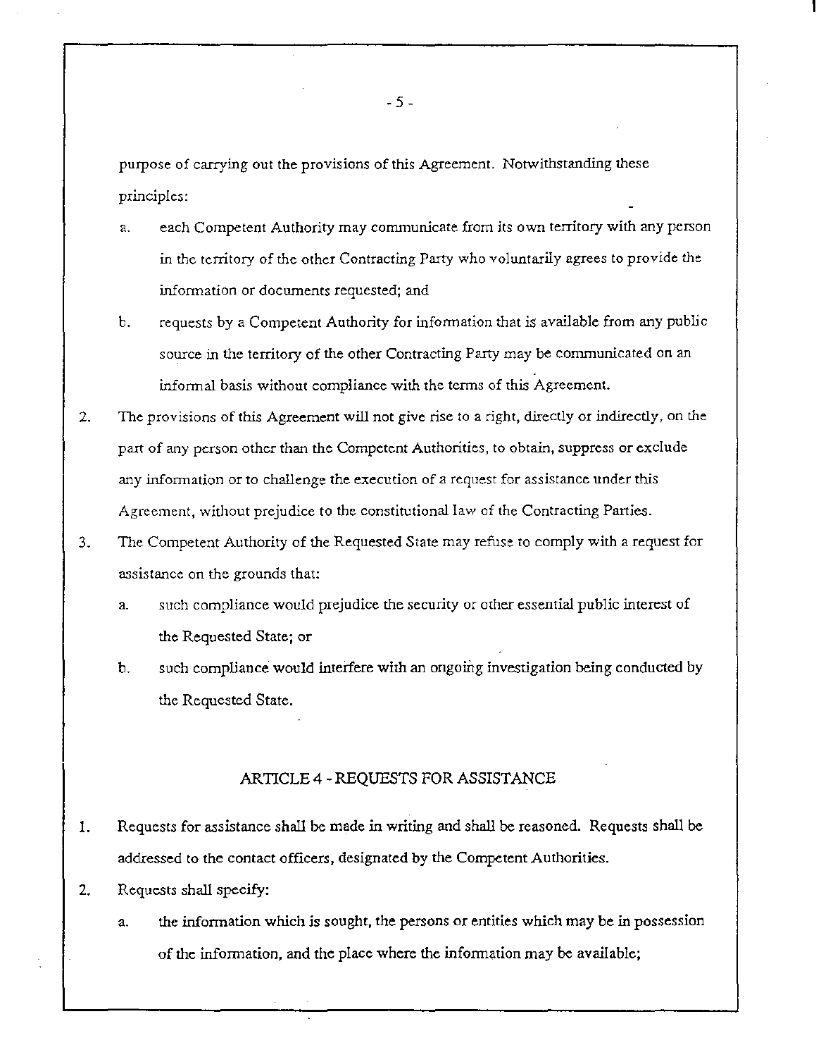purpose of carrying out the provisions of this Agreement. Notwithstanding these principles:

a. each Competent Authority may communicate from its own territory with any person in the territory of the other Contracting Party who voluntarily agrees to provide the information or documents requested; and

b. requests by a Competent Authority for information that is available from any public source in the territory of the other Contracting Party may be communicated on an informal basis without compliance with the terms of this Agreement.

2. The provisions of this Agreement will not give rise to a right, directly or indirectly, on the part of any person other than the Competent Authorities, to obtain, suppress or exclude any information or to challenge the execution of a request for assistance under this Agreement, without prejudice to the constitutional law of the Contracting Parties.

3. The Competent Authority of the Requested State may refuse to comply with a request for assistance on the grounds that:

   a. such compliance would prejudice the security or other essential public interest of the Requested State; or

   b. such compliance would interfere with an ongoing investigation being conducted by the Requested State.

## ARTICLE 4 - REQUESTS FOR ASSISTANCE

1. Requests for assistance shall be made in writing and shall be reasoned. Requests shall be addressed to the contact officers, designated by the Competent Authorities.

2. Requests shall specify:

   a. the information which is sought, the persons or entities which may be in possession of the information, and the place where the information may be available;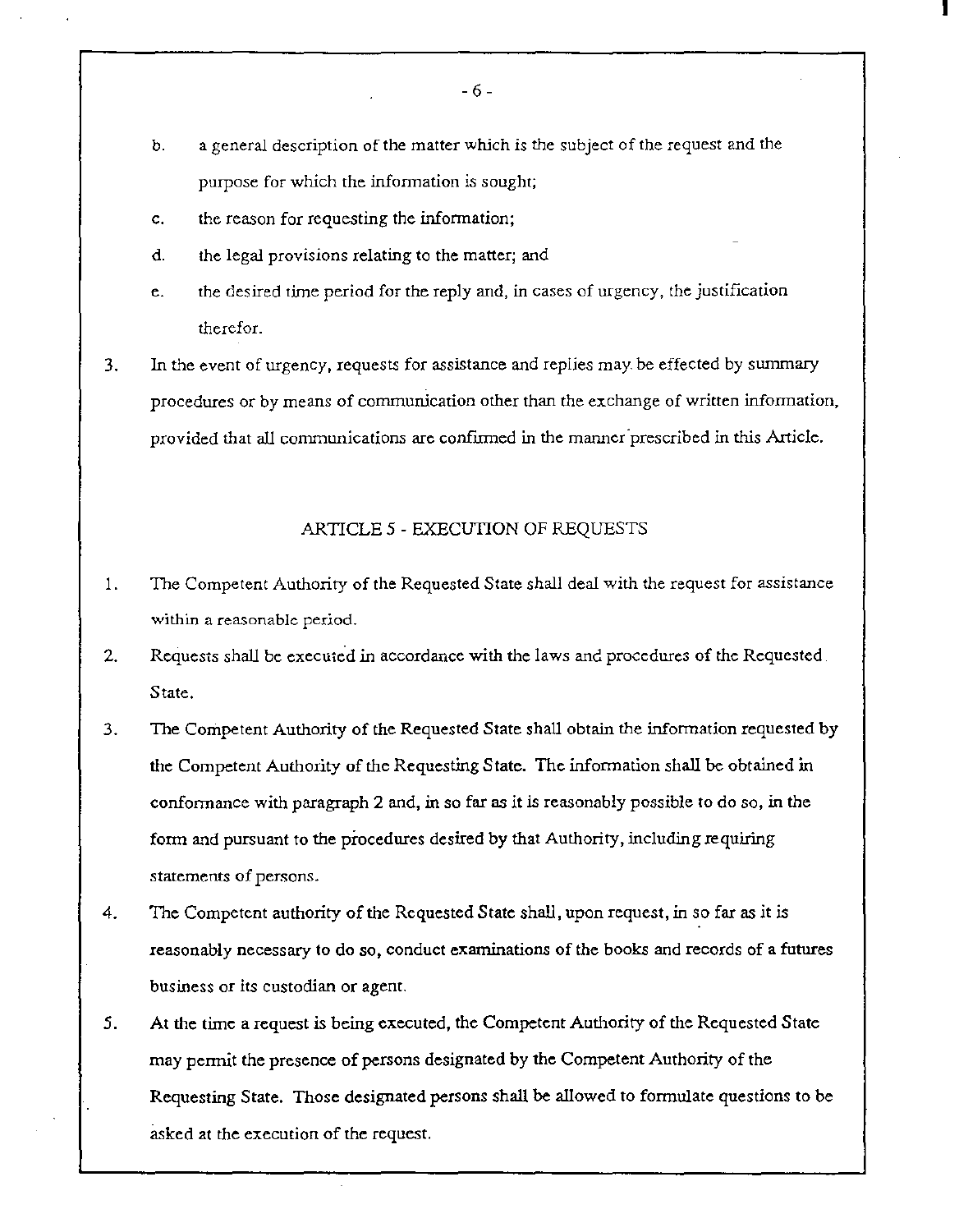b. a general description of the matter which is the subject of the request and the purpose for which the information is sought;

c. the reason for requesting the information;

d. the legal provisions relating to the matter; and

e. the desired time period for the reply and, in cases of urgency, the justification therefor.

3. In the event of urgency, requests for assistance and replies may be effected by summary procedures or by means of communication other than the exchange of written information, provided that all communications are confirmed in the manner prescribed in this Article.

## ARTICLE 5 - EXECUTION OF REQUESTS

1. The Competent Authority of the Requested State shall deal with the request for assistance within a reasonable period.
2. Requests shall be executed in accordance with the laws and procedures of the Requested State.
3. The Competent Authority of the Requested State shall obtain the information requested by the Competent Authority of the Requesting State. The information shall be obtained in conformance with paragraph 2 and, in so far as it is reasonably possible to do so, in the form and pursuant to the procedures desired by that Authority, including requiring statements of persons.
4. The Competent authority of the Requested State shall, upon request, in so far as it is reasonably necessary to do so, conduct examinations of the books and records of a futures business or its custodian or agent.
5. At the time a request is being executed, the Competent Authority of the Requested State may permit the presence of persons designated by the Competent Authority of the Requesting State. Those designated persons shall be allowed to formulate questions to be asked at the execution of the request.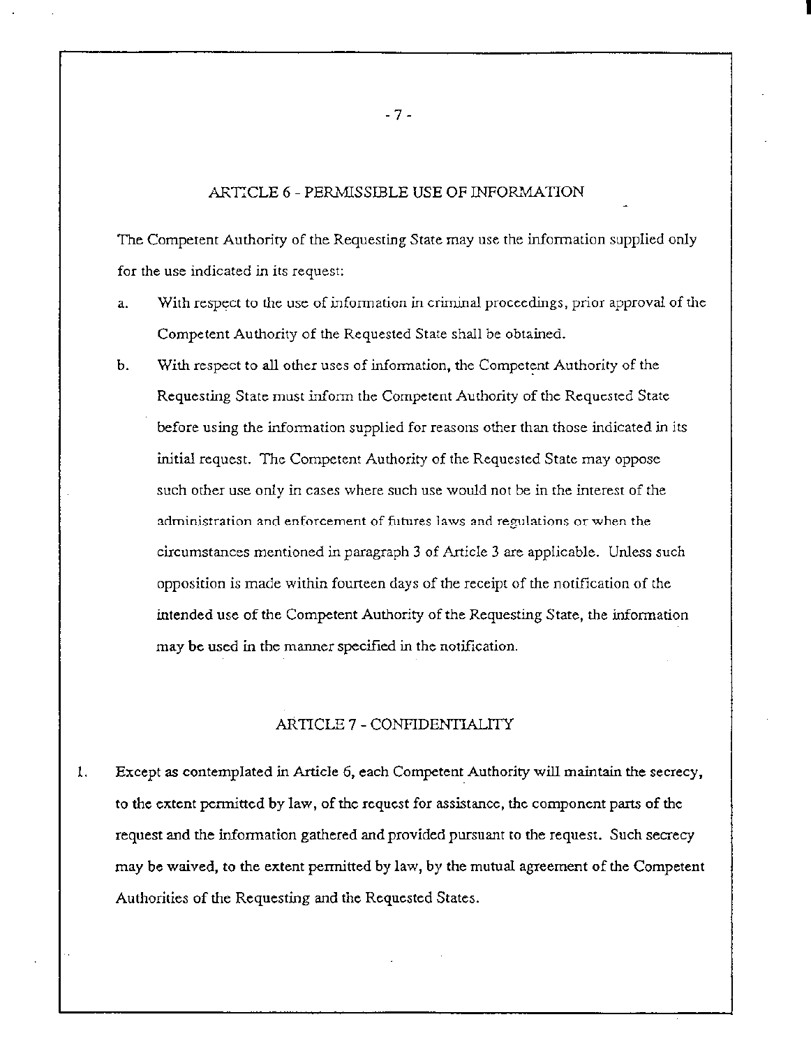## ARTICLE 6 - PERMISSIBLE USE OF INFORMATION

The Competent Authority of the Requesting State may use the information supplied only for the use indicated in its request:

a. With respect to the use of information in criminal proceedings, prior approval of the Competent Authority of the Requested State shall be obtained.

b. With respect to all other uses of information, the Competent Authority of the Requesting State must inform the Competent Authority of the Requested State before using the information supplied for reasons other than those indicated in its initial request. The Competent Authority of the Requested State may oppose such other use only in cases where such use would not be in the interest of the administration and enforcement of futures laws and regulations or when the circumstances mentioned in paragraph 3 of Article 3 are applicable. Unless such opposition is made within fourteen days of the receipt of the notification of the intended use of the Competent Authority of the Requesting State, the information may be used in the manner specified in the notification.

## ARTICLE 7 - CONFIDENTIALITY

1. Except as contemplated in Article 6, each Competent Authority will maintain the secrecy, to the extent permitted by law, of the request for assistance, the component parts of the request and the information gathered and provided pursuant to the request. Such secrecy may be waived, to the extent permitted by law, by the mutual agreement of the Competent Authorities of the Requesting and the Requested States.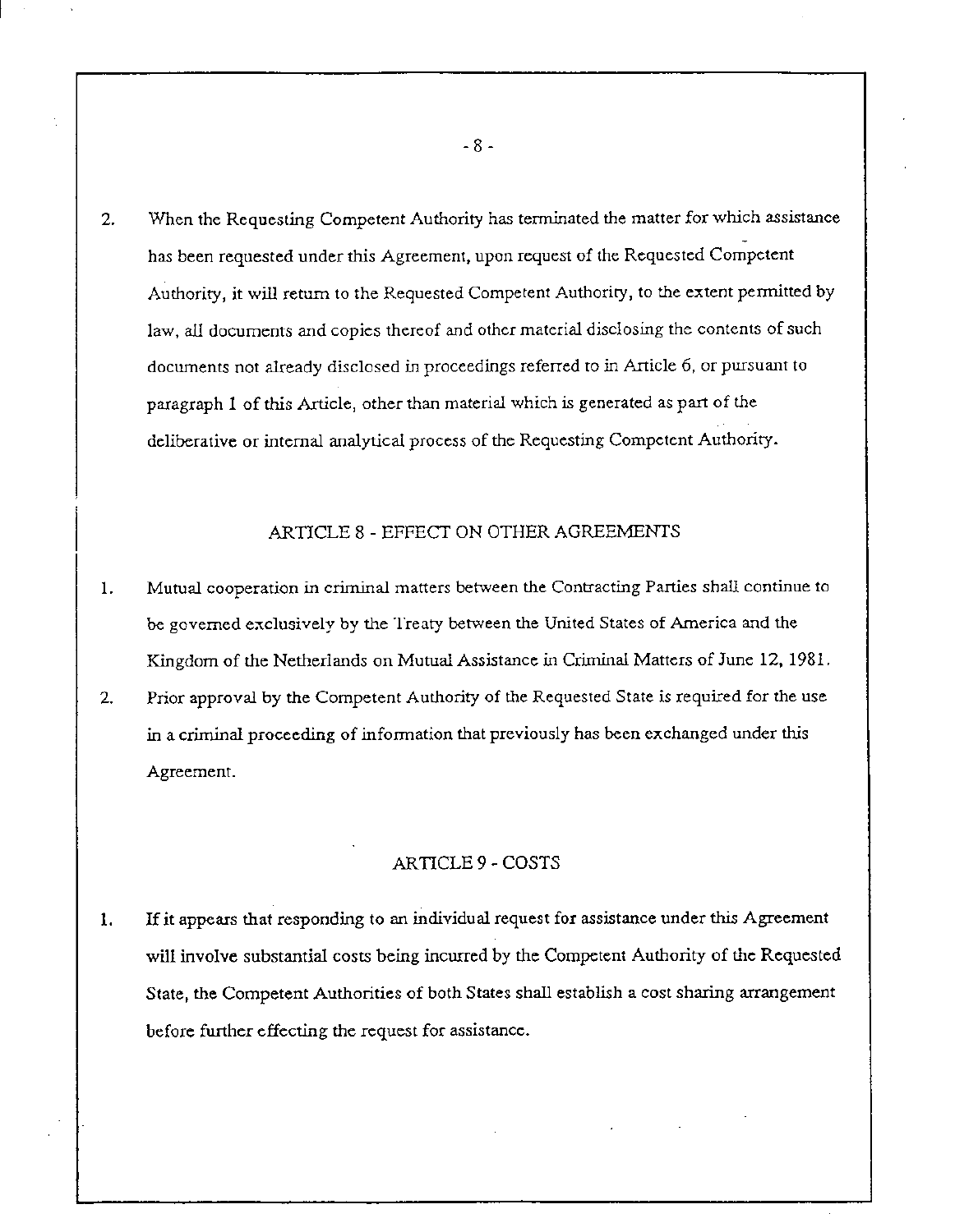2. When the Requesting Competent Authority has terminated the matter for which assistance has been requested under this Agreement, upon request of the Requested Competent Authority, it will return to the Requested Competent Authority, to the extent permitted by law, all documents and copies thereof and other material disclosing the contents of such documents not already disclosed in proceedings referred to in Article 6, or pursuant to paragraph 1 of this Article, other than material which is generated as part of the deliberative or internal analytical process of the Requesting Competent Authority.

## ARTICLE 8 - EFFECT ON OTHER AGREEMENTS

1. Mutual cooperation in criminal matters between the Contracting Parties shall continue to be governed exclusively by the Treaty between the United States of America and the Kingdom of the Netherlands on Mutual Assistance in Criminal Matters of June 12, 1981.
2. Prior approval by the Competent Authority of the Requested State is required for the use in a criminal proceeding of information that previously has been exchanged under this Agreement.

## ARTICLE 9 - COSTS

1. If it appears that responding to an individual request for assistance under this Agreement will involve substantial costs being incurred by the Competent Authority of the Requested State, the Competent Authorities of both States shall establish a cost sharing arrangement before further effecting the request for assistance.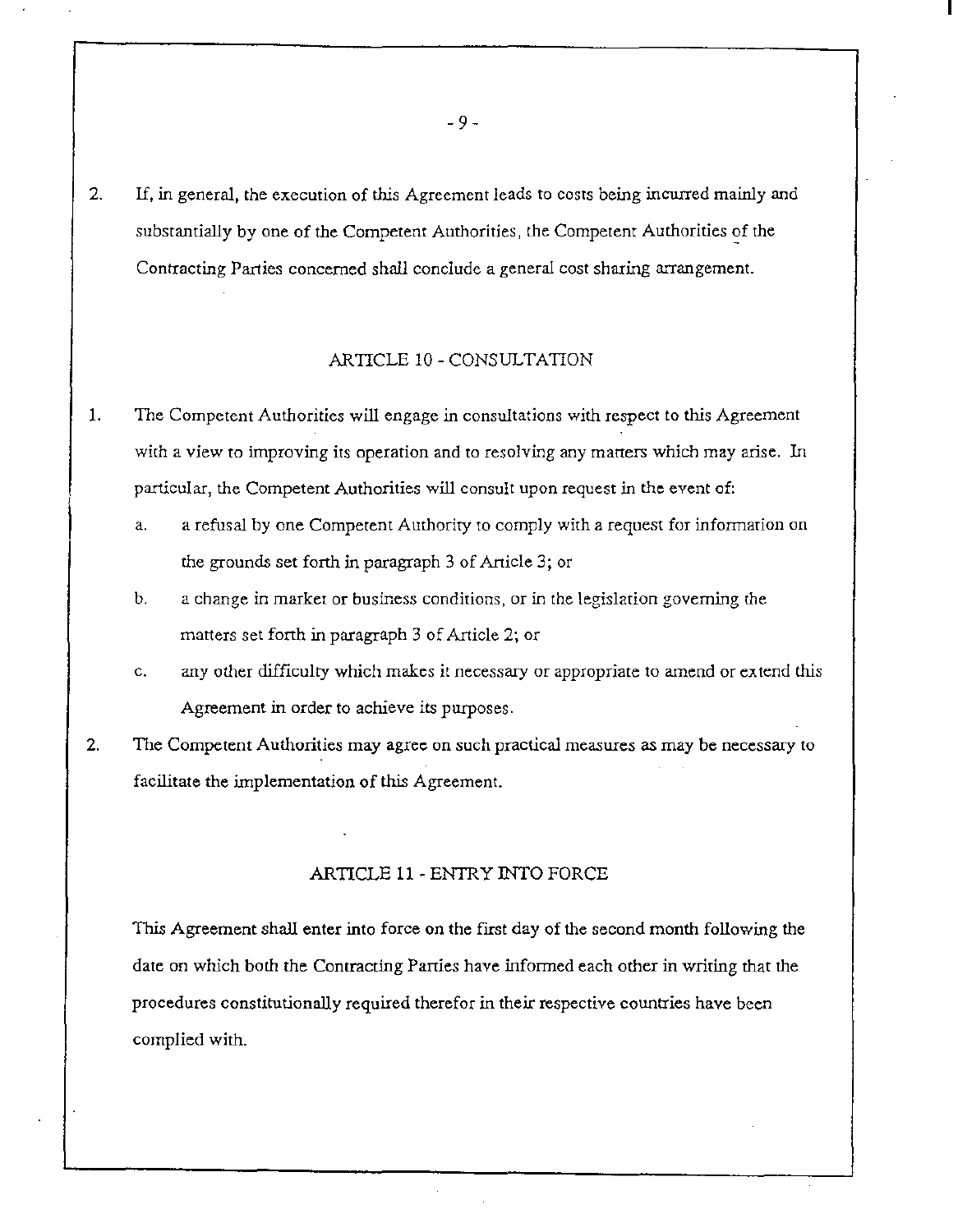2. If, in general, the execution of this Agreement leads to costs being incurred mainly and substantially by one of the Competent Authorities, the Competent Authorities of the Contracting Parties concerned shall conclude a general cost sharing arrangement.

## ARTICLE 10 - CONSULTATION

1. The Competent Authorities will engage in consultations with respect to this Agreement with a view to improving its operation and to resolving any matters which may arise. In particular, the Competent Authorities will consult upon request in the event of:
   a. a refusal by one Competent Authority to comply with a request for information on the grounds set forth in paragraph 3 of Article 3; or
   b. a change in market or business conditions, or in the legislation governing the matters set forth in paragraph 3 of Article 2; or
   c. any other difficulty which makes it necessary or appropriate to amend or extend this Agreement in order to achieve its purposes.
2. The Competent Authorities may agree on such practical measures as may be necessary to facilitate the implementation of this Agreement.

## ARTICLE 11 - ENTRY INTO FORCE

This Agreement shall enter into force on the first day of the second month following the date on which both the Contracting Parties have informed each other in writing that the procedures constitutionally required therefor in their respective countries have been complied with.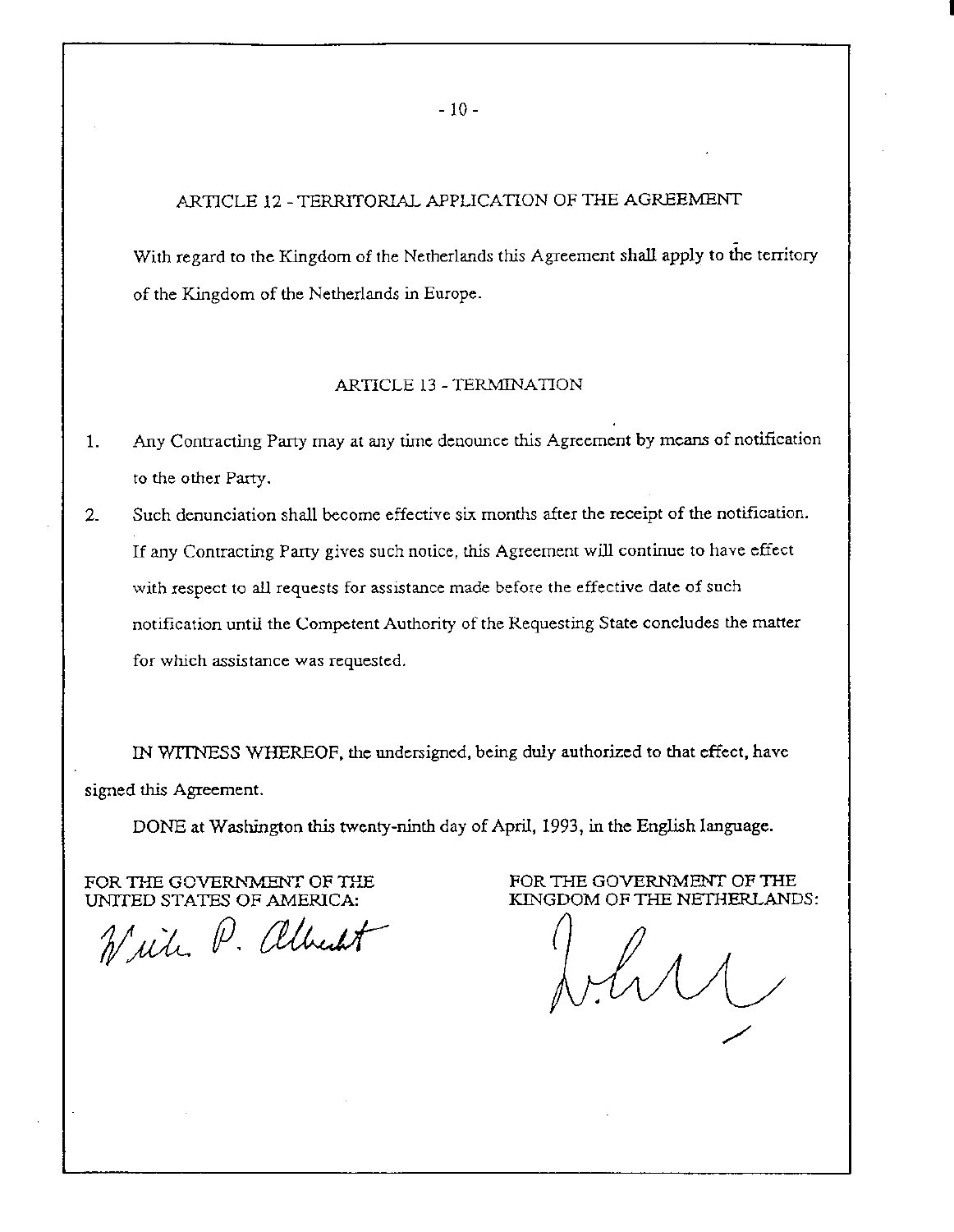## ARTICLE 12 - TERRITORIAL APPLICATION OF THE AGREEMENT

With regard to the Kingdom of the Netherlands this Agreement shall apply to the territory of the Kingdom of the Netherlands in Europe.

## ARTICLE 13 - TERMINATION

1. Any Contracting Party may at any time denounce this Agreement by means of notification to the other Party.
2. Such denunciation shall become effective six months after the receipt of the notification. If any Contracting Party gives such notice, this Agreement will continue to have effect with respect to all requests for assistance made before the effective date of such notification until the Competent Authority of the Requesting State concludes the matter for which assistance was requested.

IN WITNESS WHEREOF, the undersigned, being duly authorized to that effect, have signed this Agreement.

DONE at Washington this twenty-ninth day of April, 1993, in the English language.

FOR THE GOVERNMENT OF THE UNITED STATES OF AMERICA:

Will. P. Albert

FOR THE GOVERNMENT OF THE KINGDOM OF THE NETHERLANDS: